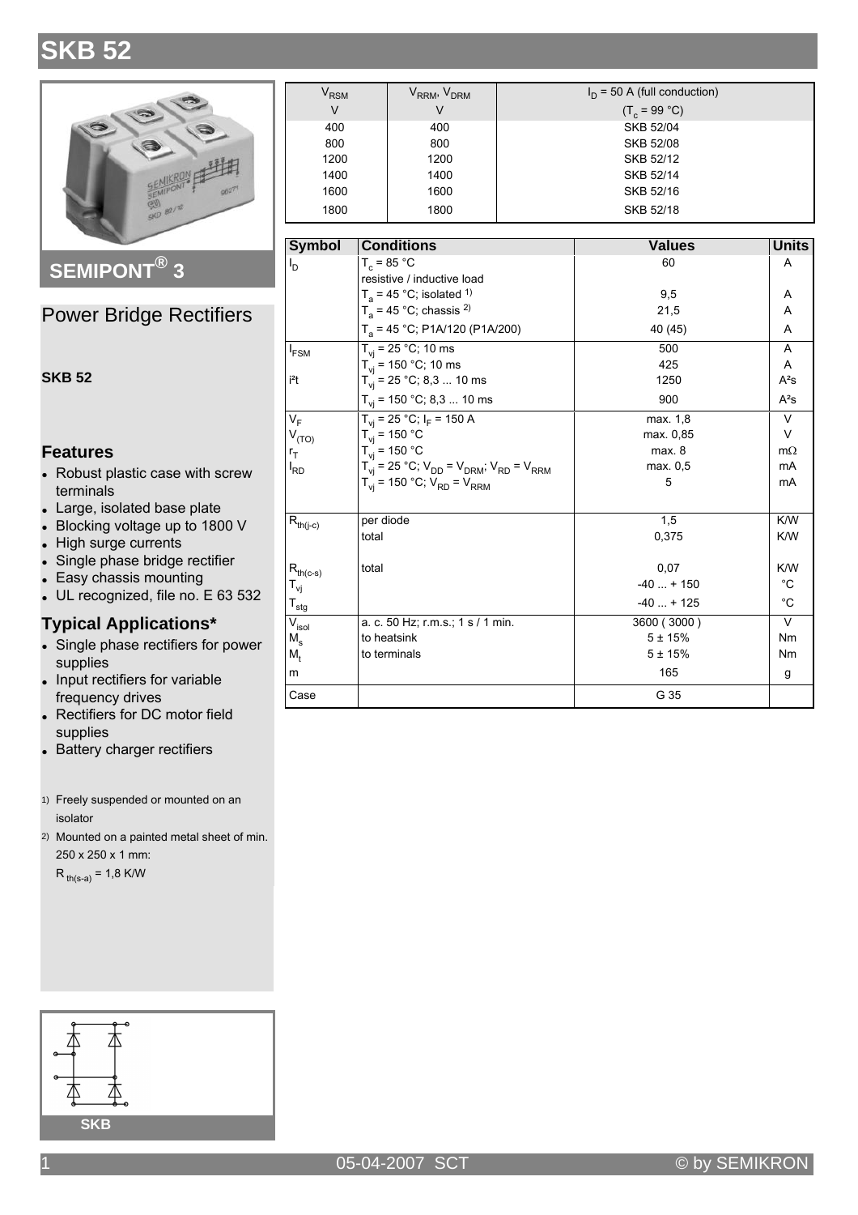# SKB 52

## SEMIPONT® 3

## Power Bridge Rectifiers

**SKB 52**

### Features

- Robust plastic case with screw terminals
- Large, isolated base plate
- Blocking voltage up to 1800 V
- High surge currents
- Single phase bridge rectifier
- Easy chassis mounting
- UL recognized, file no. E 63 532

### Typical Applications*

- Single phase rectifiers for power supplies
- Input rectifiers for variable frequency drives
- Rectifiers for DC motor field supplies
- Battery charger rectifiers

1) Freely suspended or mounted on an isolator

2) Mounted on a painted metal sheet of min. 250 x 250 x 1 mm: $R_{th(s-a)}$ = 1,8 K/W

| $V_{RSM}$ V | $V_{RRM}$, $V_{DRM}$ V | $I_D$ = 50 A (full conduction) ($T_c$ = 99 °C) |
|---|---|---|
| 400 | 400 | SKB 52/04 |
| 800 | 800 | SKB 52/08 |
| 1200 | 1200 | SKB 52/12 |
| 1400 | 1400 | SKB 52/14 |
| 1600 | 1600 | SKB 52/16 |
| 1800 | 1800 | SKB 52/18 |

| Symbol | Conditions | Values | Units |
|---|---|---|---|
| $I_D$ | $T_c$ = 85 °C | 60 | A |
| | resistive / inductive load | | |
| | $T_a$ = 45 °C; isolated 1) | 9,5 | A |
| | $T_a$ = 45 °C; chassis 2) | 21,5 | A |
| | $T_a$ = 45 °C; P1A/120 (P1A/200) | 40 (45) | A |
| $I_{FSM}$ | $T_{vj}$ = 25 °C; 10 ms | 500 | A |
| | $T_{vj}$ = 150 °C; 10 ms | 425 | A |
| i²t | $T_{vj}$ = 25 °C; 8,3 ... 10 ms | 1250 | A²s |
| | $T_{vj}$ = 150 °C; 8,3 ... 10 ms | 900 | A²s |
| $V_F$ | $T_{vj}$ = 25 °C; $I_F$ = 150 A | max. 1,8 | V |
| $V_{(TO)}$ | $T_{vj}$ = 150 °C | max. 0,85 | V |
| $r_T$ | $T_{vj}$ = 150 °C | max. 8 | mΩ |
| $I_{RD}$ | $T_{vj}$ = 25 °C; $V_{DD}$ = $V_{DRM}$; $V_{RD}$ = $V_{RRM}$ | max. 0,5 | mA |
| | $T_{vj}$ = 150 °C; $V_{RD}$ = $V_{RRM}$ | 5 | mA |
| $R_{th(j-c)}$ | per diode | 1,5 | K/W |
| | total | 0,375 | K/W |
| $R_{th(c-s)}$ | total | 0,07 | K/W |
| $T_{vj}$ | | -40 ... + 150 | °C |
| $T_{stg}$ | | -40 ... + 125 | °C |
| $V_{isol}$ | a. c. 50 Hz; r.m.s.; 1 s / 1 min. | 3600 ( 3000 ) | V |
| $M_s$ | to heatsink | 5 ± 15% | Nm |
| $M_t$ | to terminals | 5 ± 15% | Nm |
| m | | 165 | g |
| Case | | G 35 | |

SKB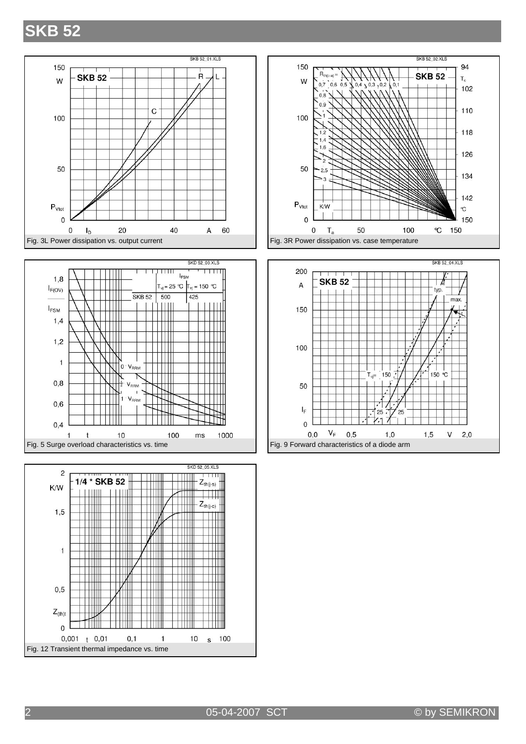# SKB 52

Fig. 3L Power dissipation vs. output current

Fig. 3R Power dissipation vs. case temperature

| | $I_{FSM}$ | |
|---|---|---|
| | $T_{vj}$ = 25 °C | $T_{vj}$ = 150 °C |
| SKB 52 | 500 | 425 |

Fig. 5 Surge overload characteristics vs. time

Fig. 9 Forward characteristics of a diode arm

Fig. 12 Transient thermal impedance vs. time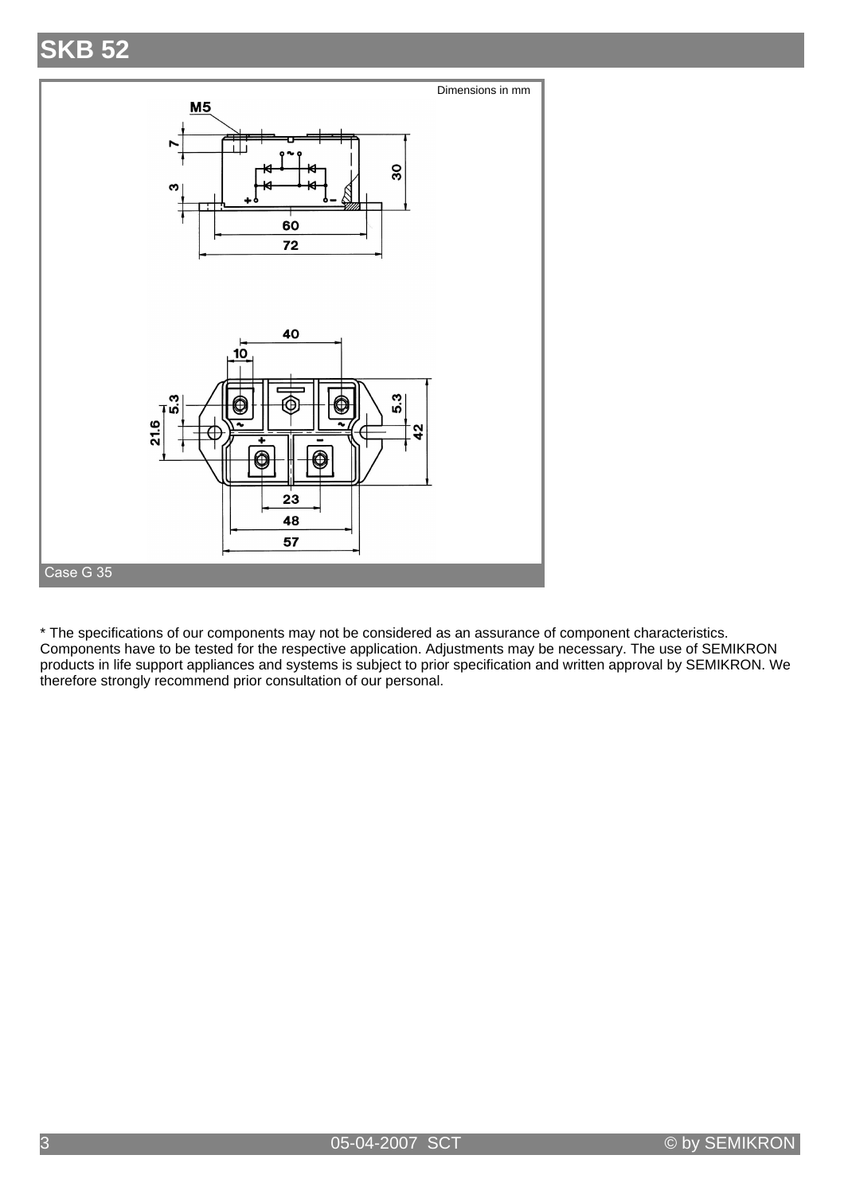# SKB 52

Dimensions in mm

M5

7

3

30

60

72

40

10

5.3

21.6

5.3

42

23

48

57

Case G 35

* The specifications of our components may not be considered as an assurance of component characteristics. Components have to be tested for the respective application. Adjustments may be necessary. The use of SEMIKRON products in life support appliances and systems is subject to prior specification and written approval by SEMIKRON. We therefore strongly recommend prior consultation of our personal.